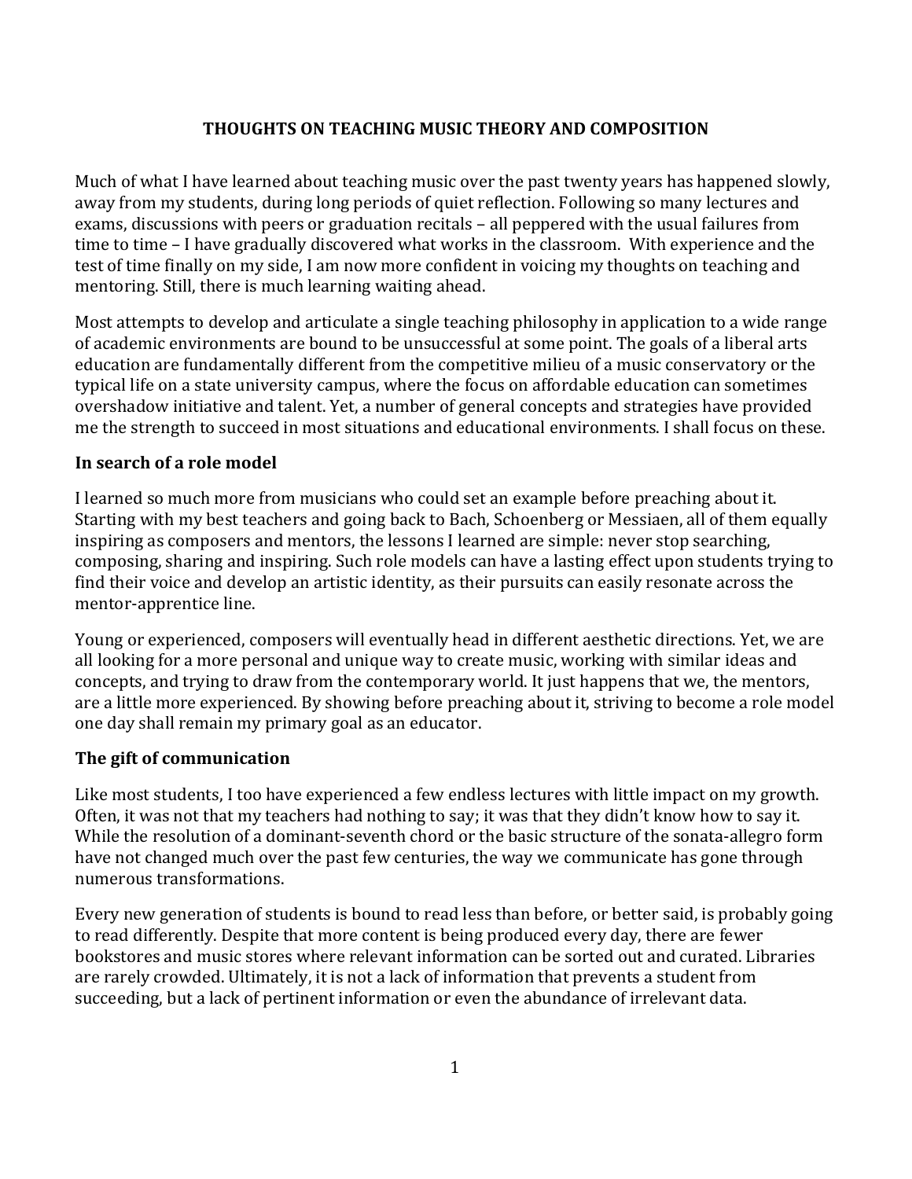# THOUGHTS ON TEACHING MUSIC THEORY AND COMPOSITION

Much of what I have learned about teaching music over the past twenty years has happened slowly, away from my students, during long periods of quiet reflection. Following so many lectures and exams, discussions with peers or graduation recitals – all peppered with the usual failures from time to time – I have gradually discovered what works in the classroom. With experience and the test of time finally on my side, I am now more confident in voicing my thoughts on teaching and mentoring. Still, there is much learning waiting ahead.

Most attempts to develop and articulate a single teaching philosophy in application to a wide range of academic environments are bound to be unsuccessful at some point. The goals of a liberal arts education are fundamentally different from the competitive milieu of a music conservatory or the typical life on a state university campus, where the focus on affordable education can sometimes overshadow initiative and talent. Yet, a number of general concepts and strategies have provided me the strength to succeed in most situations and educational environments. I shall focus on these.

## In search of a role model

I learned so much more from musicians who could set an example before preaching about it. Starting with my best teachers and going back to Bach, Schoenberg or Messiaen, all of them equally inspiring as composers and mentors, the lessons I learned are simple: never stop searching, composing, sharing and inspiring. Such role models can have a lasting effect upon students trying to find their voice and develop an artistic identity, as their pursuits can easily resonate across the mentor-apprentice line.

Young or experienced, composers will eventually head in different aesthetic directions. Yet, we are all looking for a more personal and unique way to create music, working with similar ideas and concepts, and trying to draw from the contemporary world. It just happens that we, the mentors, are a little more experienced. By showing before preaching about it, striving to become a role model one day shall remain my primary goal as an educator.

## The gift of communication

Like most students, I too have experienced a few endless lectures with little impact on my growth. Often, it was not that my teachers had nothing to say; it was that they didn't know how to say it. While the resolution of a dominant-seventh chord or the basic structure of the sonata-allegro form have not changed much over the past few centuries, the way we communicate has gone through numerous transformations.

Every new generation of students is bound to read less than before, or better said, is probably going to read differently. Despite that more content is being produced every day, there are fewer bookstores and music stores where relevant information can be sorted out and curated. Libraries are rarely crowded. Ultimately, it is not a lack of information that prevents a student from succeeding, but a lack of pertinent information or even the abundance of irrelevant data.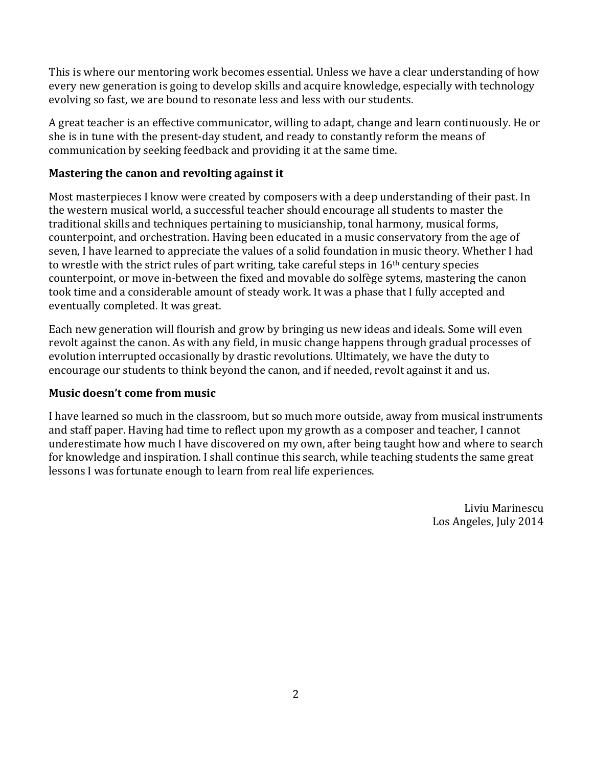This is where our mentoring work becomes essential. Unless we have a clear understanding of how every new generation is going to develop skills and acquire knowledge, especially with technology evolving so fast, we are bound to resonate less and less with our students.

A great teacher is an effective communicator, willing to adapt, change and learn continuously. He or she is in tune with the present-day student, and ready to constantly reform the means of communication by seeking feedback and providing it at the same time.

**Mastering the canon and revolting against it**

Most masterpieces I know were created by composers with a deep understanding of their past. In the western musical world, a successful teacher should encourage all students to master the traditional skills and techniques pertaining to musicianship, tonal harmony, musical forms, counterpoint, and orchestration. Having been educated in a music conservatory from the age of seven, I have learned to appreciate the values of a solid foundation in music theory. Whether I had to wrestle with the strict rules of part writing, take careful steps in 16th century species counterpoint, or move in-between the fixed and movable do solfège sytems, mastering the canon took time and a considerable amount of steady work. It was a phase that I fully accepted and eventually completed. It was great.

Each new generation will flourish and grow by bringing us new ideas and ideals. Some will even revolt against the canon. As with any field, in music change happens through gradual processes of evolution interrupted occasionally by drastic revolutions. Ultimately, we have the duty to encourage our students to think beyond the canon, and if needed, revolt against it and us.

**Music doesn't come from music**

I have learned so much in the classroom, but so much more outside, away from musical instruments and staff paper. Having had time to reflect upon my growth as a composer and teacher, I cannot underestimate how much I have discovered on my own, after being taught how and where to search for knowledge and inspiration. I shall continue this search, while teaching students the same great lessons I was fortunate enough to learn from real life experiences.

Liviu Marinescu
Los Angeles, July 2014